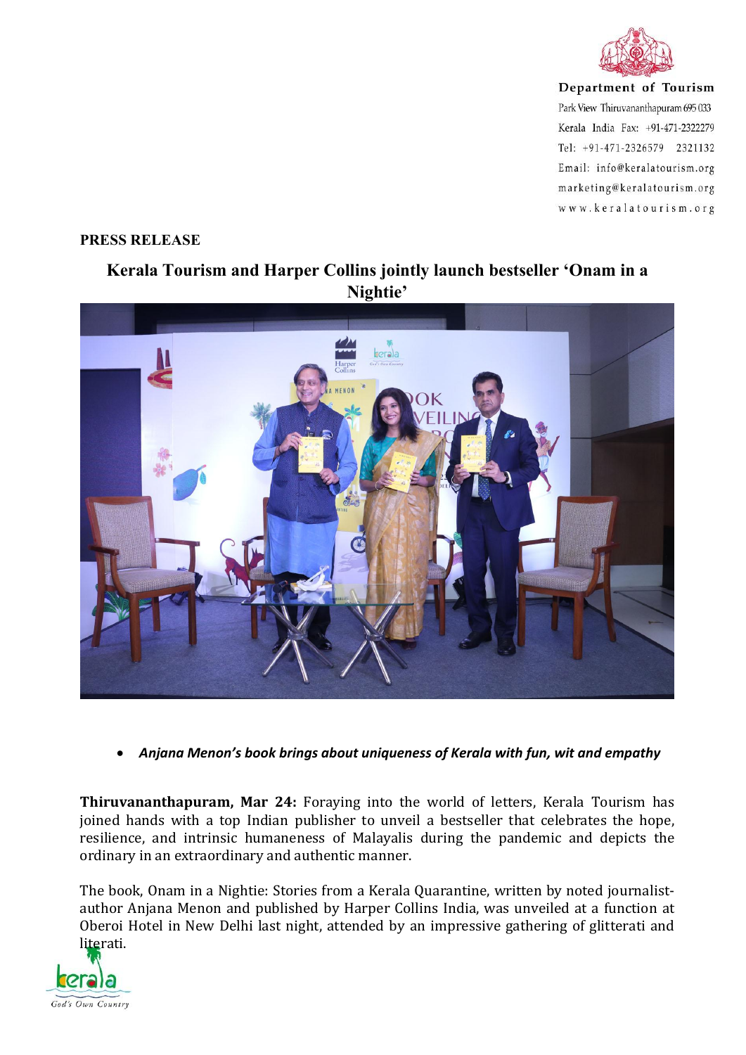**Department of Tourism**
Park View Thiruvananthapuram 695 033
Kerala India Fax: +91-471-2322279
Tel: +91-471-2326579 2321132
Email: info@keralatourism.org
marketing@keralatourism.org
www.keralatourism.org

**PRESS RELEASE**

# Kerala Tourism and Harper Collins jointly launch bestseller 'Onam in a Nightie'

- ***Anjana Menon's book brings about uniqueness of Kerala with fun, wit and empathy***

**Thiruvananthapuram, Mar 24:** Foraying into the world of letters, Kerala Tourism has joined hands with a top Indian publisher to unveil a bestseller that celebrates the hope, resilience, and intrinsic humaneness of Malayalis during the pandemic and depicts the ordinary in an extraordinary and authentic manner.

The book, Onam in a Nightie: Stories from a Kerala Quarantine, written by noted journalist-author Anjana Menon and published by Harper Collins India, was unveiled at a function at Oberoi Hotel in New Delhi last night, attended by an impressive gathering of glitterati and literati.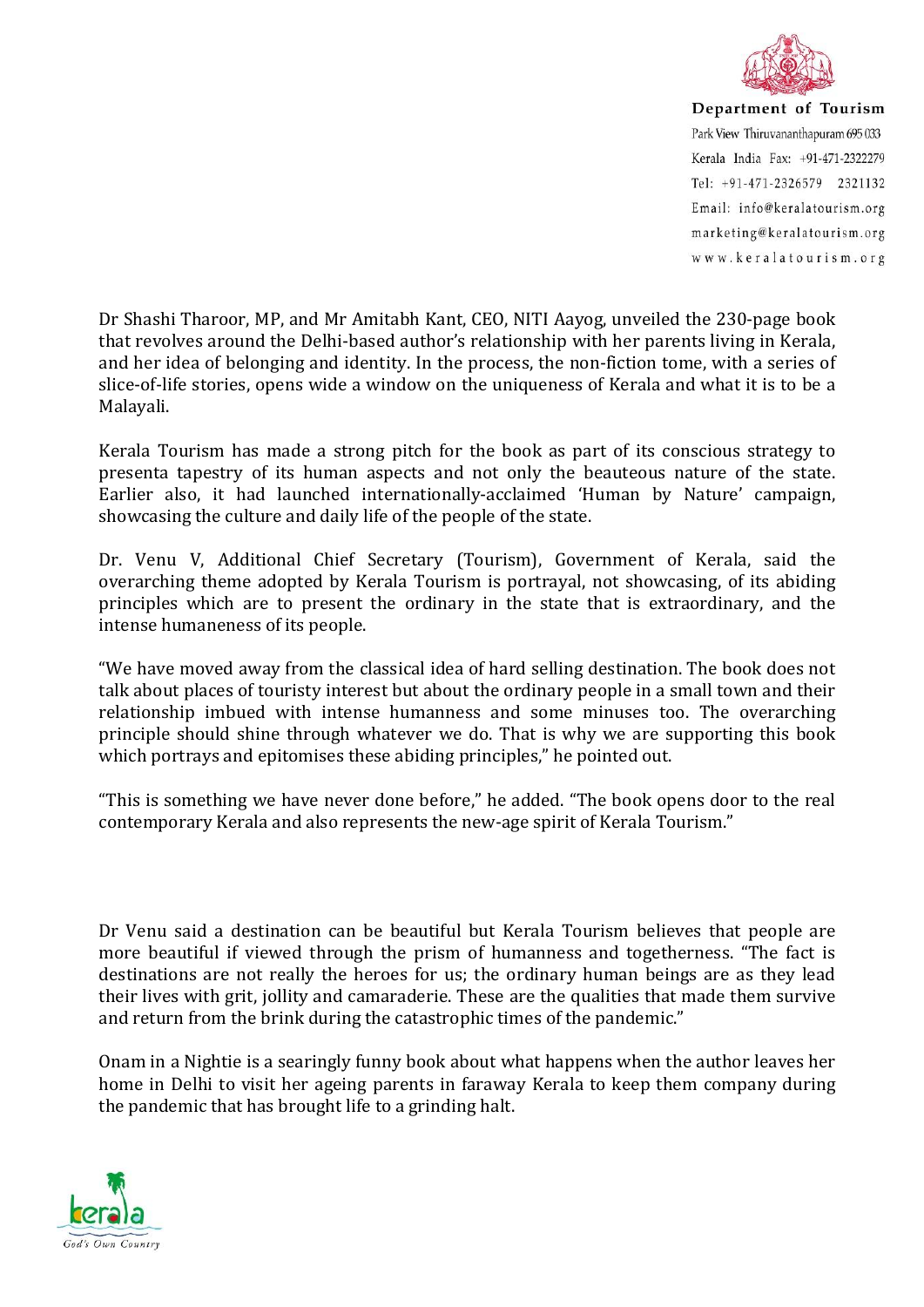Dr Shashi Tharoor, MP, and Mr Amitabh Kant, CEO, NITI Aayog, unveiled the 230-page book that revolves around the Delhi-based author's relationship with her parents living in Kerala, and her idea of belonging and identity. In the process, the non-fiction tome, with a series of slice-of-life stories, opens wide a window on the uniqueness of Kerala and what it is to be a Malayali.

Kerala Tourism has made a strong pitch for the book as part of its conscious strategy to presenta tapestry of its human aspects and not only the beauteous nature of the state. Earlier also, it had launched internationally-acclaimed 'Human by Nature' campaign, showcasing the culture and daily life of the people of the state.

Dr. Venu V, Additional Chief Secretary (Tourism), Government of Kerala, said the overarching theme adopted by Kerala Tourism is portrayal, not showcasing, of its abiding principles which are to present the ordinary in the state that is extraordinary, and the intense humaneness of its people.

"We have moved away from the classical idea of hard selling destination. The book does not talk about places of touristy interest but about the ordinary people in a small town and their relationship imbued with intense humanness and some minuses too. The overarching principle should shine through whatever we do. That is why we are supporting this book which portrays and epitomises these abiding principles," he pointed out.

"This is something we have never done before," he added. "The book opens door to the real contemporary Kerala and also represents the new-age spirit of Kerala Tourism."

Dr Venu said a destination can be beautiful but Kerala Tourism believes that people are more beautiful if viewed through the prism of humanness and togetherness. "The fact is destinations are not really the heroes for us; the ordinary human beings are as they lead their lives with grit, jollity and camaraderie. These are the qualities that made them survive and return from the brink during the catastrophic times of the pandemic."

Onam in a Nightie is a searingly funny book about what happens when the author leaves her home in Delhi to visit her ageing parents in faraway Kerala to keep them company during the pandemic that has brought life to a grinding halt.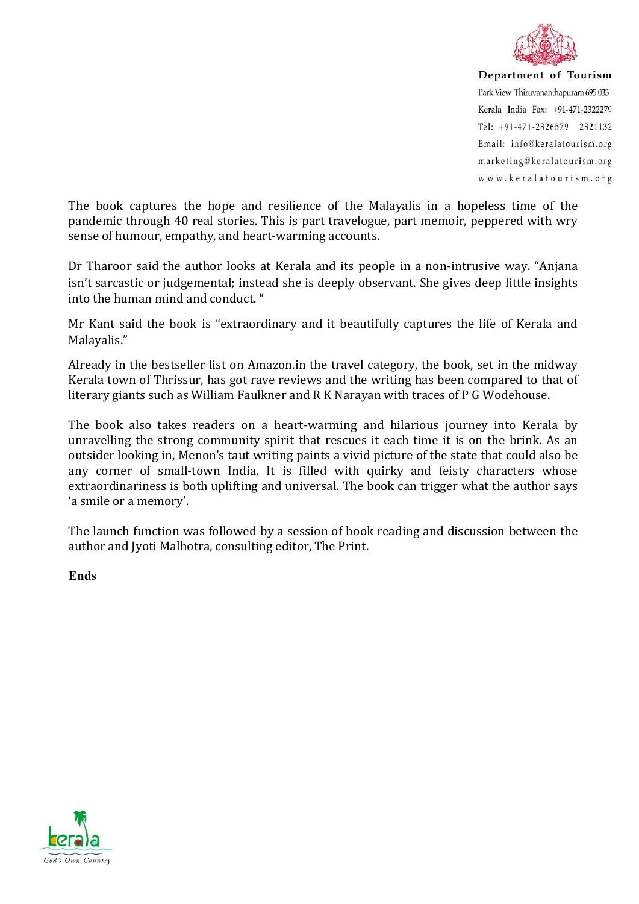The book captures the hope and resilience of the Malayalis in a hopeless time of the pandemic through 40 real stories. This is part travelogue, part memoir, peppered with wry sense of humour, empathy, and heart-warming accounts.

Dr Tharoor said the author looks at Kerala and its people in a non-intrusive way. "Anjana isn't sarcastic or judgemental; instead she is deeply observant. She gives deep little insights into the human mind and conduct. "

Mr Kant said the book is "extraordinary and it beautifully captures the life of Kerala and Malayalis."

Already in the bestseller list on Amazon.in the travel category, the book, set in the midway Kerala town of Thrissur, has got rave reviews and the writing has been compared to that of literary giants such as William Faulkner and R K Narayan with traces of P G Wodehouse.

The book also takes readers on a heart-warming and hilarious journey into Kerala by unravelling the strong community spirit that rescues it each time it is on the brink. As an outsider looking in, Menon's taut writing paints a vivid picture of the state that could also be any corner of small-town India. It is filled with quirky and feisty characters whose extraordinariness is both uplifting and universal. The book can trigger what the author says 'a smile or a memory'.

The launch function was followed by a session of book reading and discussion between the author and Jyoti Malhotra, consulting editor, The Print.

**Ends**